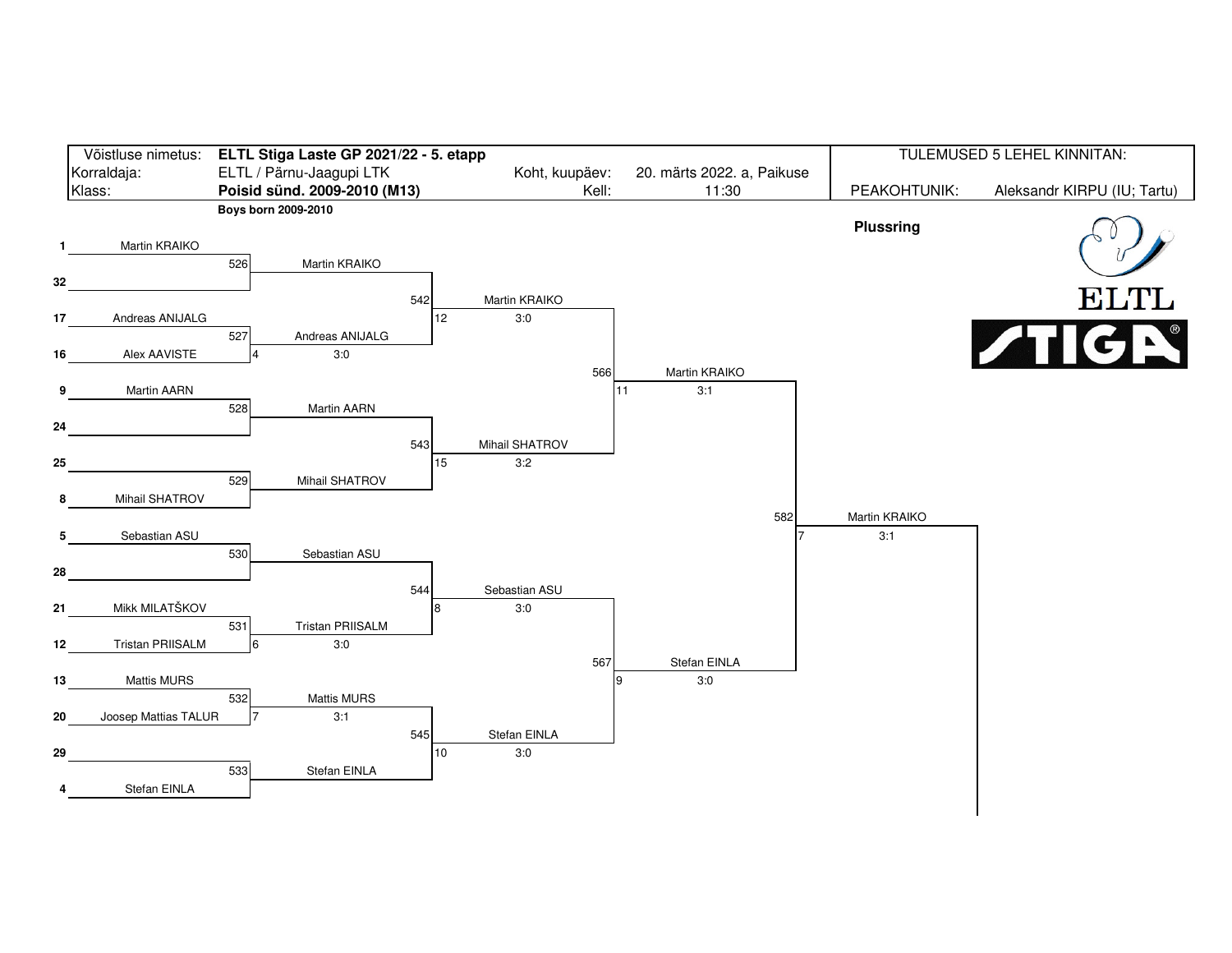| | | | | | |
|---|---|---|---|---|---|
| Võistluse nimetus: | **ELTL Stiga Laste GP 2021/22 - 5. etapp** | | | TULEMUSED 5 LEHEL KINNITAN: | |
| Korraldaja: | ELTL / Pärnu-Jaagupi LTK | Koht, kuupäev: | 20. märts 2022. a, Paikuse | | |
| Klass: | **Poisid sünd. 2009-2010 (M13)** | Kell: | 11:30 | PEAKOHTUNIK: | Aleksandr KIRPU (IU; Tartu) |

**Boys born 2009-2010**

**Plussring**

ELTL STIGA

| Seed | Player | Round 1 (match no.) | Round 2 (match no.) | Quarterfinal (match no.) | Semifinal (match no.) |
|---|---|---|---|---|---|
| 1 | Martin KRAIKO | 526: Martin KRAIKO | 542: Martin KRAIKO 3:0 (12) | 566: Martin KRAIKO 3:1 (11) | 582: Martin KRAIKO 3:1 (7) |
| 32 | | | | | |
| 17 | Andreas ANIJALG | 527: Andreas ANIJALG 3:0 (4) | | | |
| 16 | Alex AAVISTE | | | | |
| 9 | Martin AARN | 528: Martin AARN | 543: Mihail SHATROV 3:2 (15) | | |
| 24 | | | | | |
| 25 | | 529: Mihail SHATROV | | | |
| 8 | Mihail SHATROV | | | | |
| 5 | Sebastian ASU | 530: Sebastian ASU | 544: Sebastian ASU 3:0 (8) | 567: Stefan EINLA 3:0 (9) | |
| 28 | | | | | |
| 21 | Mikk MILATŠKOV | 531: Tristan PRIISALM 3:0 (6) | | | |
| 12 | Tristan PRIISALM | | | | |
| 13 | Mattis MURS | 532: Mattis MURS 3:1 (7) | 545: Stefan EINLA 3:0 (10) | | |
| 20 | Joosep Mattias TALUR | | | | |
| 29 | | 533: Stefan EINLA | | | |
| 4 | Stefan EINLA | | | | |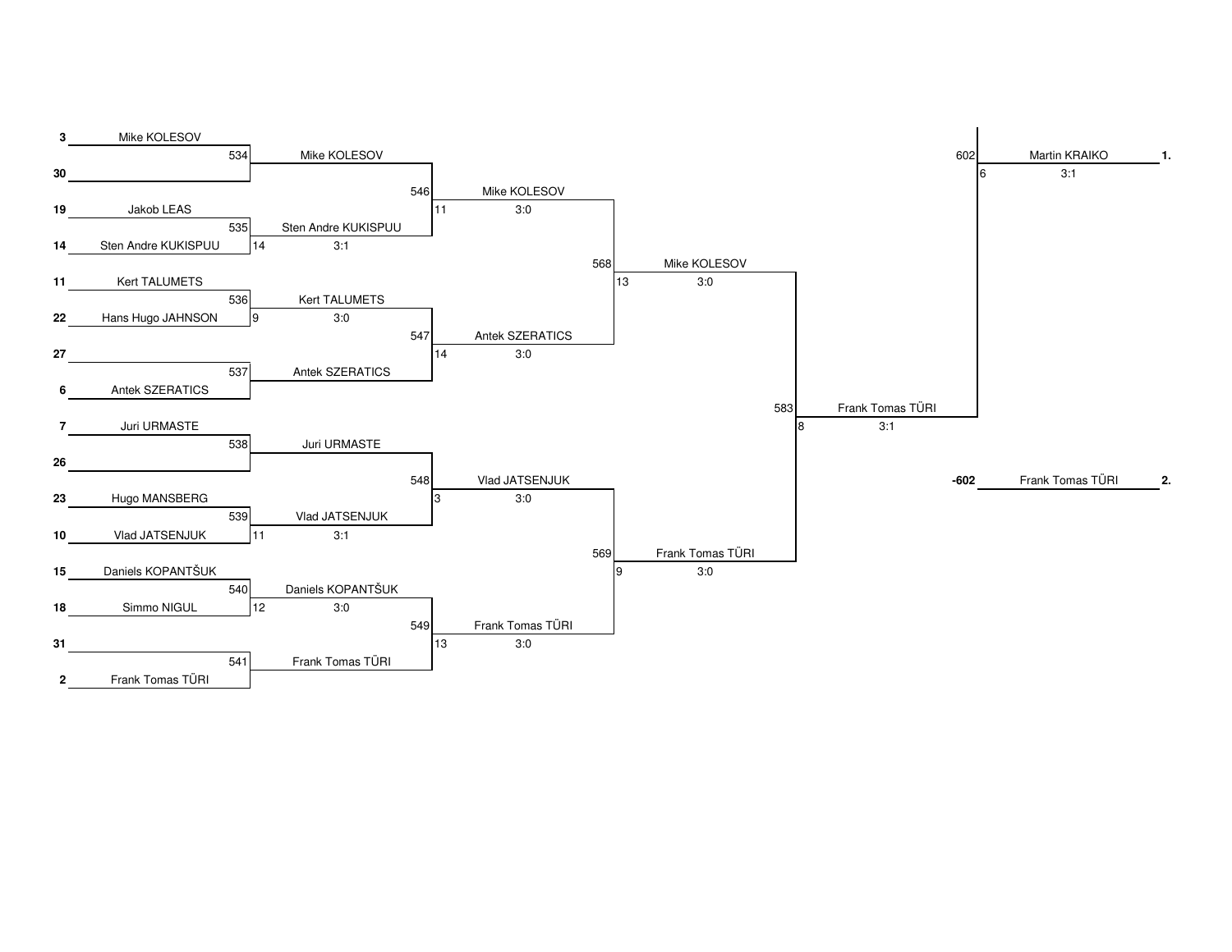## Round 1

| Seed | Player | Match | Winner | Score |
|---|---|---|---|---|
| 3 | Mike KOLESOV | 534 | Mike KOLESOV | |
| 30 | | | | |
| 19 | Jakob LEAS | 535 | Sten Andre KUKISPUU | 14 3:1 |
| 14 | Sten Andre KUKISPUU | | | |
| 11 | Kert TALUMETS | 536 | Kert TALUMETS | 9 3:0 |
| 22 | Hans Hugo JAHNSON | | | |
| 27 | | 537 | Antek SZERATICS | |
| 6 | Antek SZERATICS | | | |
| 7 | Juri URMASTE | 538 | Juri URMASTE | |
| 26 | | | | |
| 23 | Hugo MANSBERG | 539 | Vlad JATSENJUK | 11 3:1 |
| 10 | Vlad JATSENJUK | | | |
| 15 | Daniels KOPANTŠUK | 540 | Daniels KOPANTŠUK | 12 3:0 |
| 18 | Simmo NIGUL | | | |
| 31 | | 541 | Frank Tomas TÜRI | |
| 2 | Frank Tomas TÜRI | | | |

## Round 2

| Match | Winner | Score |
|---|---|---|
| 546 | Mike KOLESOV | 11 3:0 |
| 547 | Antek SZERATICS | 14 3:0 |
| 548 | Vlad JATSENJUK | 3 3:0 |
| 549 | Frank Tomas TÜRI | 13 3:0 |

## Round 3

| Match | Winner | Score |
|---|---|---|
| 568 | Mike KOLESOV | 13 3:0 |
| 569 | Frank Tomas TÜRI | 9 3:0 |

## Round 4

| Match | Winner | Score |
|---|---|---|
| 583 | Frank Tomas TÜRI | 8 3:1 |

## Final

| Match | Player | Score | Place |
|---|---|---|---|
| 602 | Martin KRAIKO | 6 3:1 | 1. |
| -602 | Frank Tomas TÜRI | | 2. |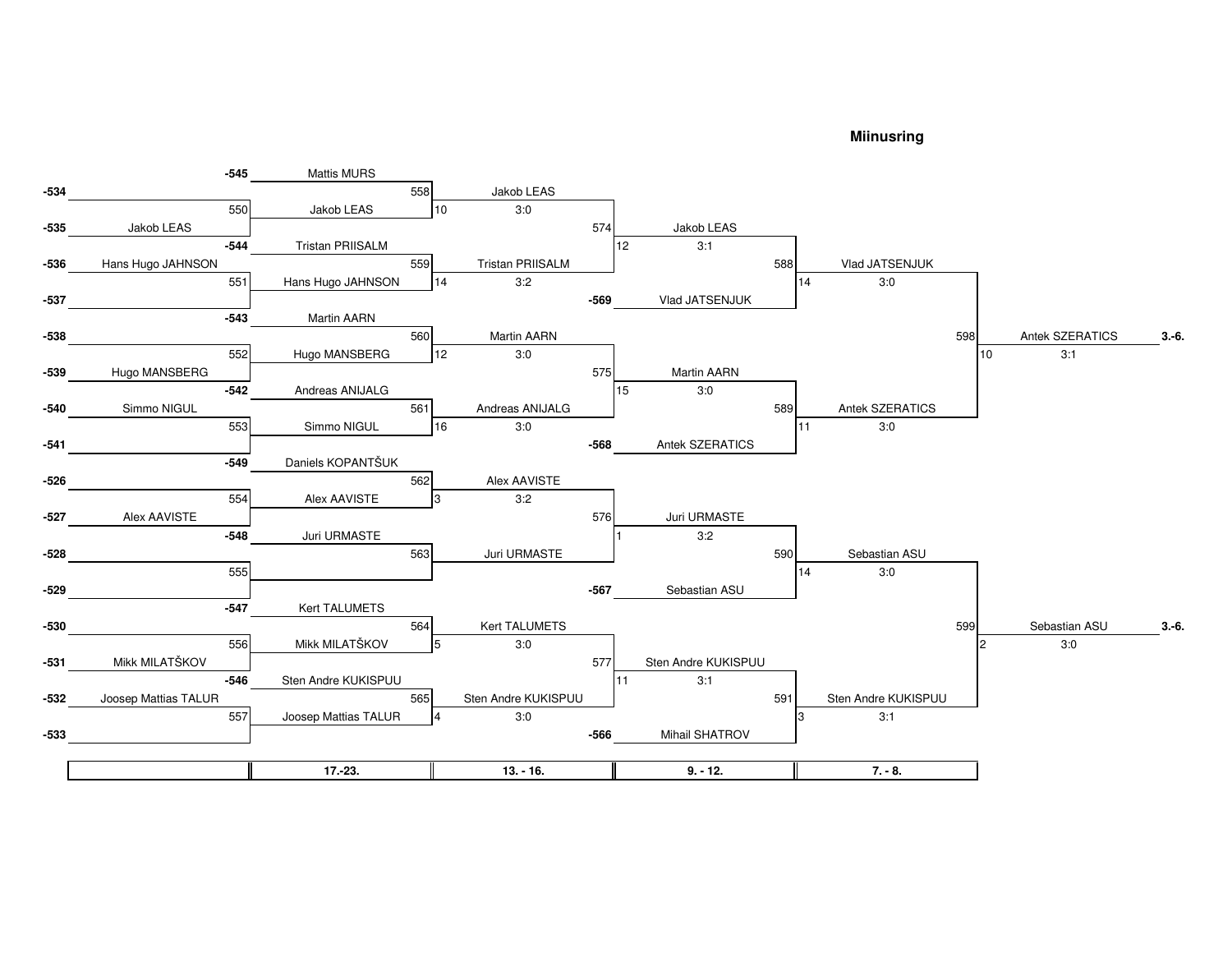## Miinusring

### Round 1

| Loser from | Player | Match | Result |
|---|---|---|---|
| -534 | | 550 | Jakob LEAS |
| -535 | Jakob LEAS | | |
| -536 | Hans Hugo JAHNSON | 551 | Hans Hugo JAHNSON |
| -537 | | | |
| -538 | | 552 | Hugo MANSBERG |
| -539 | Hugo MANSBERG | | |
| -540 | Simmo NIGUL | 553 | Simmo NIGUL |
| -541 | | | |
| -526 | | 554 | Alex AAVISTE |
| -527 | Alex AAVISTE | | |
| -528 | | 555 | |
| -529 | | | |
| -530 | | 556 | Mikk MILATŠKOV |
| -531 | Mikk MILATŠKOV | | |
| -532 | Joosep Mattias TALUR | 557 | Joosep Mattias TALUR |
| -533 | | | |

### Round 2 (17.-23.)

| Match | Players | Table | Winner | Score |
|---|---|---|---|---|
| 558 | Mattis MURS (-545) – Jakob LEAS | 10 | Jakob LEAS | 3:0 |
| 559 | Tristan PRIISALM (-544) – Hans Hugo JAHNSON | 14 | Tristan PRIISALM | 3:2 |
| 560 | Martin AARN (-543) – Hugo MANSBERG | 12 | Martin AARN | 3:0 |
| 561 | Andreas ANIJALG (-542) – Simmo NIGUL | 16 | Andreas ANIJALG | 3:0 |
| 562 | Daniels KOPANTŠUK (-549) – Alex AAVISTE | 3 | Alex AAVISTE | 3:2 |
| 563 | Juri URMASTE (-548) – | | Juri URMASTE | |
| 564 | Kert TALUMETS (-547) – Mikk MILATŠKOV | 5 | Kert TALUMETS | 3:0 |
| 565 | Sten Andre KUKISPUU (-546) – Joosep Mattias TALUR | 4 | Sten Andre KUKISPUU | 3:0 |

### Round 3 (13. - 16.)

| Match | Players | Table | Winner | Score |
|---|---|---|---|---|
| 574 | Jakob LEAS – Tristan PRIISALM | 12 | Jakob LEAS | 3:1 |
| 575 | Martin AARN – Andreas ANIJALG | 15 | Martin AARN | 3:0 |
| 576 | Alex AAVISTE – Juri URMASTE | 1 | Juri URMASTE | 3:2 |
| 577 | Kert TALUMETS – Sten Andre KUKISPUU | 11 | Sten Andre KUKISPUU | 3:1 |

### Round 4 (9. - 12.)

| Match | Players | Table | Winner | Score |
|---|---|---|---|---|
| 588 | Jakob LEAS – Vlad JATSENJUK (-569) | 14 | Vlad JATSENJUK | 3:0 |
| 589 | Martin AARN – Antek SZERATICS (-568) | 11 | Antek SZERATICS | 3:0 |
| 590 | Juri URMASTE – Sebastian ASU (-567) | 14 | Sebastian ASU | 3:0 |
| 591 | Sten Andre KUKISPUU – Mihail SHATROV (-566) | 3 | Sten Andre KUKISPUU | 3:1 |

### Round 5 (7. - 8.)

| Match | Players | Table | Winner | Score | Place |
|---|---|---|---|---|---|
| 598 | Vlad JATSENJUK – Antek SZERATICS | 10 | Antek SZERATICS | 3:1 | 3.-6. |
| 599 | Sebastian ASU – Sten Andre KUKISPUU | 2 | Sebastian ASU | 3:0 | 3.-6. |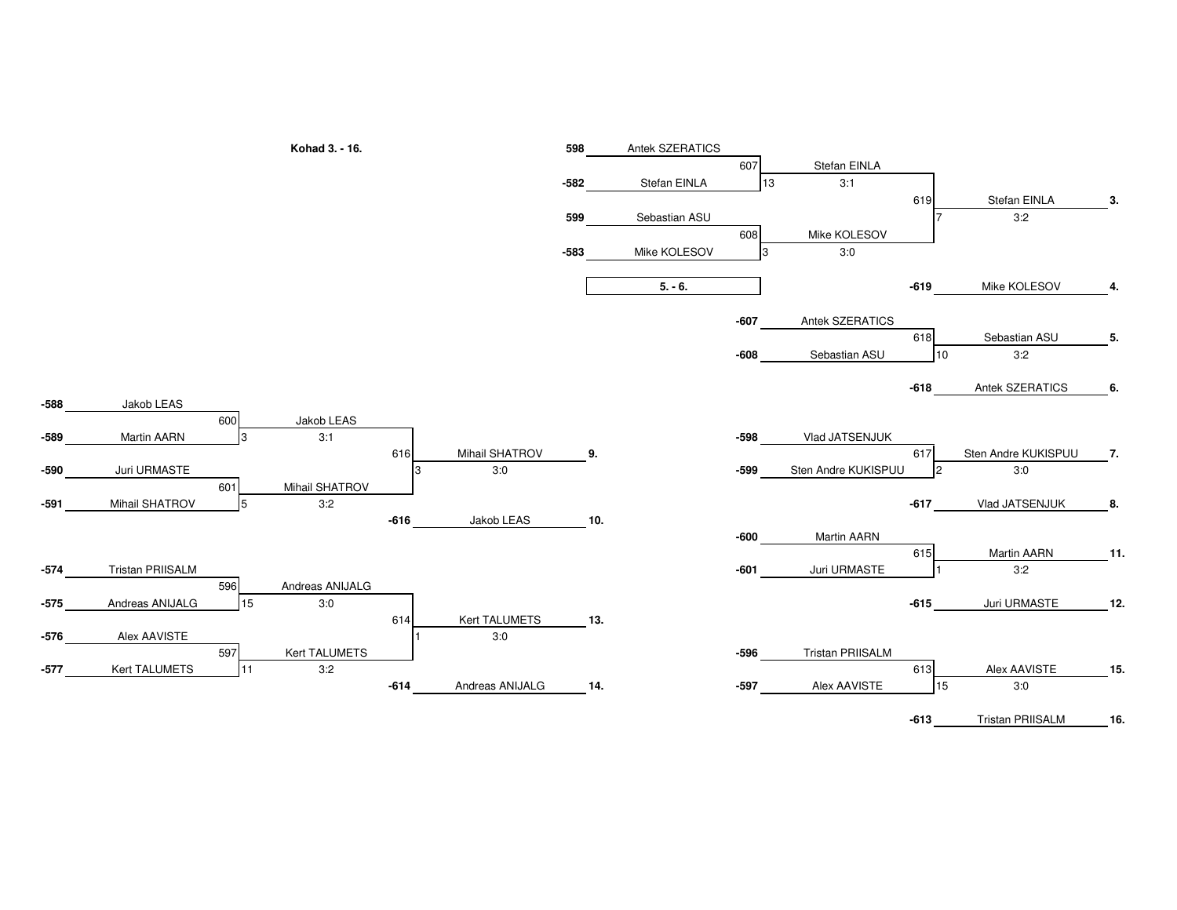## Kohad 3. - 16.

### Matches 607, 608, 619 (places 3.–4.)

| Match | Player 1 | Player 2 | Winner | Score | Table |
|---|---|---|---|---|---|
| 607 | 598 Antek SZERATICS | -582 Stefan EINLA | Stefan EINLA | 3:1 | 13 |
| 608 | 599 Sebastian ASU | -583 Mike KOLESOV | Mike KOLESOV | 3:0 | 3 |
| 619 | Stefan EINLA | Mike KOLESOV | Stefan EINLA | 3:2 | 7 |

- 3. Stefan EINLA
- 4. Mike KOLESOV (-619)

### 5. - 6.

| Match | Player 1 | Player 2 | Winner | Score | Table |
|---|---|---|---|---|---|
| 618 | -607 Antek SZERATICS | -608 Sebastian ASU | Sebastian ASU | 3:2 | 10 |

- 5. Sebastian ASU
- 6. Antek SZERATICS (-618)

### 7. - 8.

| Match | Player 1 | Player 2 | Winner | Score | Table |
|---|---|---|---|---|---|
| 617 | -598 Vlad JATSENJUK | -599 Sten Andre KUKISPUU | Sten Andre KUKISPUU | 3:0 | 2 |

- 7. Sten Andre KUKISPUU
- 8. Vlad JATSENJUK (-617)

### 9. - 12.

| Match | Player 1 | Player 2 | Winner | Score | Table |
|---|---|---|---|---|---|
| 600 | -588 Jakob LEAS | -589 Martin AARN | Jakob LEAS | 3:1 | 3 |
| 601 | -590 Juri URMASTE | -591 Mihail SHATROV | Mihail SHATROV | 3:2 | 5 |
| 616 | Jakob LEAS | Mihail SHATROV | Mihail SHATROV | 3:0 | 3 |
| 615 | -600 Martin AARN | -601 Juri URMASTE | Martin AARN | 3:2 | 1 |

- 9. Mihail SHATROV
- 10. Jakob LEAS (-616)
- 11. Martin AARN
- 12. Juri URMASTE (-615)

### 13. - 16.

| Match | Player 1 | Player 2 | Winner | Score | Table |
|---|---|---|---|---|---|
| 596 | -574 Tristan PRIISALM | -575 Andreas ANIJALG | Andreas ANIJALG | 3:0 | 15 |
| 597 | -576 Alex AAVISTE | -577 Kert TALUMETS | Kert TALUMETS | 3:2 | 11 |
| 614 | Andreas ANIJALG | Kert TALUMETS | Kert TALUMETS | 3:0 | 1 |
| 613 | -596 Tristan PRIISALM | -597 Alex AAVISTE | Alex AAVISTE | 3:0 | 15 |

- 13. Kert TALUMETS
- 14. Andreas ANIJALG (-614)
- 15. Alex AAVISTE
- 16. Tristan PRIISALM (-613)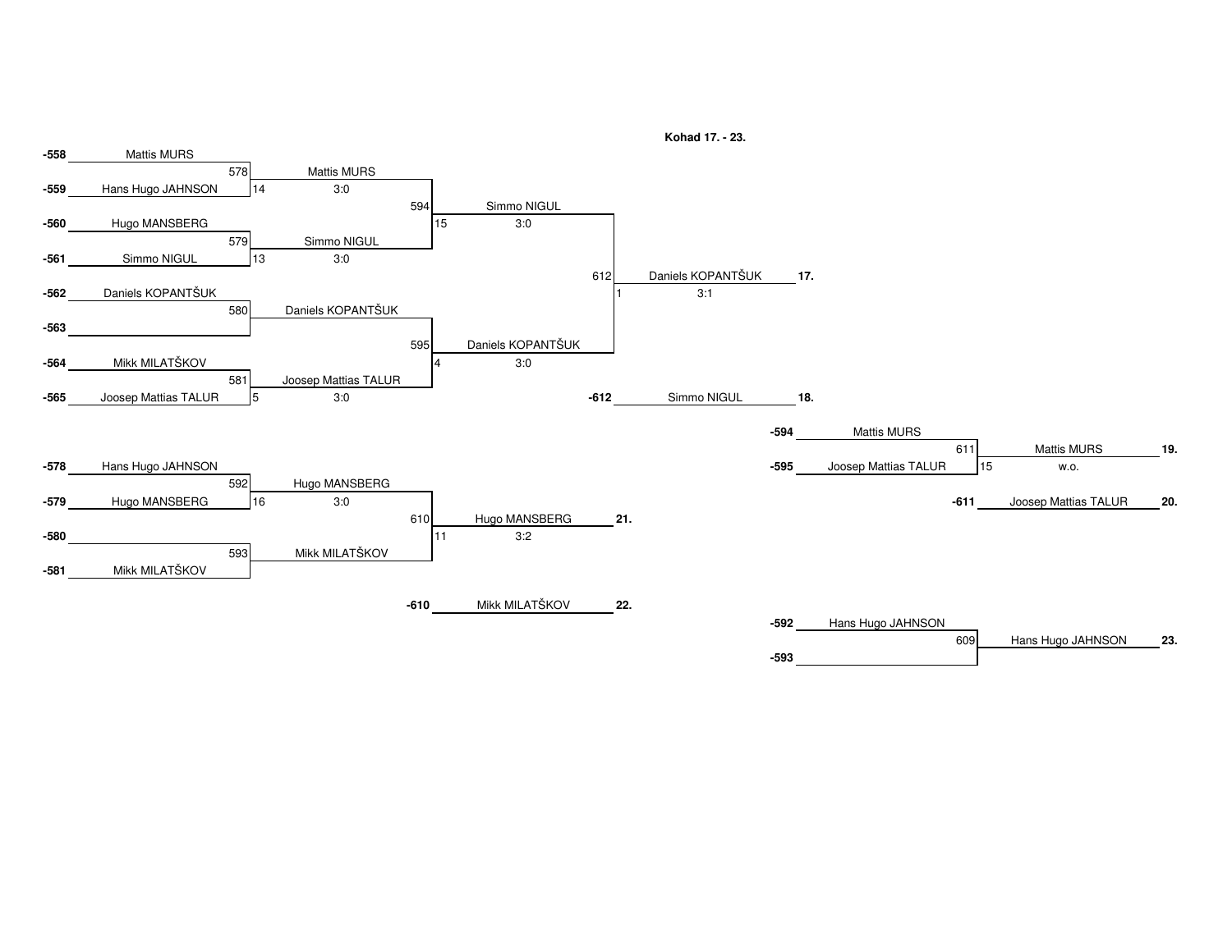**Kohad 17. - 23.**

-558 Mattis MURS
578 Mattis MURS
-559 Hans Hugo JAHNSON
14 3:0
594 Simmo NIGUL
-560 Hugo MANSBERG
15 3:0
579 Simmo NIGUL
-561 Simmo NIGUL
13 3:0
612 Daniels KOPANTŠUK 17.
-562 Daniels KOPANTŠUK
1 3:1
580 Daniels KOPANTŠUK
-563
595 Daniels KOPANTŠUK
-564 Mikk MILATŠKOV
4 3:0
581 Joosep Mattias TALUR
-565 Joosep Mattias TALUR
5 3:0
-612 Simmo NIGUL 18.

-594 Mattis MURS
611 Mattis MURS 19.
-595 Joosep Mattias TALUR
15 w.o.
-611 Joosep Mattias TALUR 20.

-578 Hans Hugo JAHNSON
592 Hugo MANSBERG
-579 Hugo MANSBERG
16 3:0
610 Hugo MANSBERG 21.
-580
11 3:2
593 Mikk MILATŠKOV
-581 Mikk MILATŠKOV

-610 Mikk MILATŠKOV 22.

-592 Hans Hugo JAHNSON
609 Hans Hugo JAHNSON 23.
-593